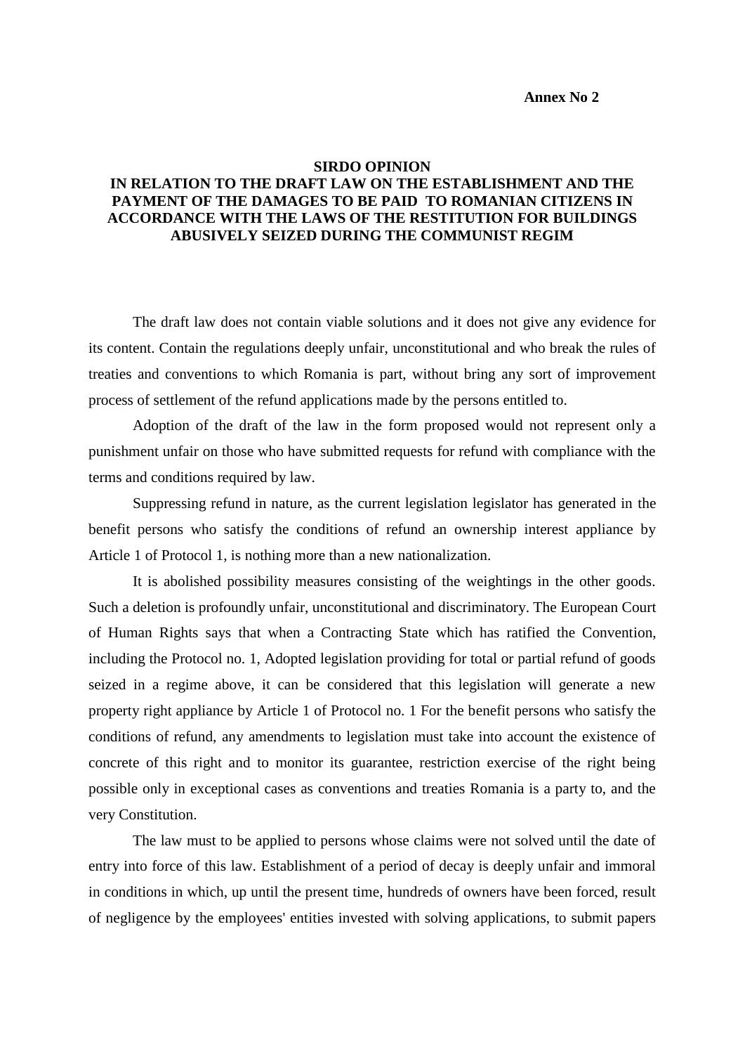**Annex No 2**

## SIRDO OPINION
## IN RELATION TO THE DRAFT LAW ON THE ESTABLISHMENT AND THE PAYMENT OF THE DAMAGES TO BE PAID TO ROMANIAN CITIZENS IN ACCORDANCE WITH THE LAWS OF THE RESTITUTION FOR BUILDINGS ABUSIVELY SEIZED DURING THE COMMUNIST REGIM

The draft law does not contain viable solutions and it does not give any evidence for its content. Contain the regulations deeply unfair, unconstitutional and who break the rules of treaties and conventions to which Romania is part, without bring any sort of improvement process of settlement of the refund applications made by the persons entitled to.

Adoption of the draft of the law in the form proposed would not represent only a punishment unfair on those who have submitted requests for refund with compliance with the terms and conditions required by law.

Suppressing refund in nature, as the current legislation legislator has generated in the benefit persons who satisfy the conditions of refund an ownership interest appliance by Article 1 of Protocol 1, is nothing more than a new nationalization.

It is abolished possibility measures consisting of the weightings in the other goods. Such a deletion is profoundly unfair, unconstitutional and discriminatory. The European Court of Human Rights says that when a Contracting State which has ratified the Convention, including the Protocol no. 1, Adopted legislation providing for total or partial refund of goods seized in a regime above, it can be considered that this legislation will generate a new property right appliance by Article 1 of Protocol no. 1 For the benefit persons who satisfy the conditions of refund, any amendments to legislation must take into account the existence of concrete of this right and to monitor its guarantee, restriction exercise of the right being possible only in exceptional cases as conventions and treaties Romania is a party to, and the very Constitution.

The law must to be applied to persons whose claims were not solved until the date of entry into force of this law. Establishment of a period of decay is deeply unfair and immoral in conditions in which, up until the present time, hundreds of owners have been forced, result of negligence by the employees' entities invested with solving applications, to submit papers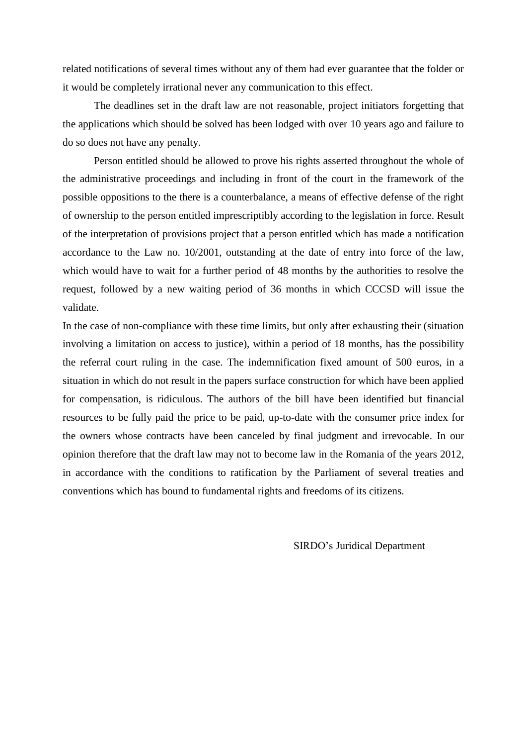related notifications of several times without any of them had ever guarantee that the folder or it would be completely irrational never any communication to this effect.

The deadlines set in the draft law are not reasonable, project initiators forgetting that the applications which should be solved has been lodged with over 10 years ago and failure to do so does not have any penalty.

Person entitled should be allowed to prove his rights asserted throughout the whole of the administrative proceedings and including in front of the court in the framework of the possible oppositions to the there is a counterbalance, a means of effective defense of the right of ownership to the person entitled imprescriptibly according to the legislation in force. Result of the interpretation of provisions project that a person entitled which has made a notification accordance to the Law no. 10/2001, outstanding at the date of entry into force of the law, which would have to wait for a further period of 48 months by the authorities to resolve the request, followed by a new waiting period of 36 months in which CCCSD will issue the validate.

In the case of non-compliance with these time limits, but only after exhausting their (situation involving a limitation on access to justice), within a period of 18 months, has the possibility the referral court ruling in the case. The indemnification fixed amount of 500 euros, in a situation in which do not result in the papers surface construction for which have been applied for compensation, is ridiculous. The authors of the bill have been identified but financial resources to be fully paid the price to be paid, up-to-date with the consumer price index for the owners whose contracts have been canceled by final judgment and irrevocable. In our opinion therefore that the draft law may not to become law in the Romania of the years 2012, in accordance with the conditions to ratification by the Parliament of several treaties and conventions which has bound to fundamental rights and freedoms of its citizens.

SIRDO's Juridical Department